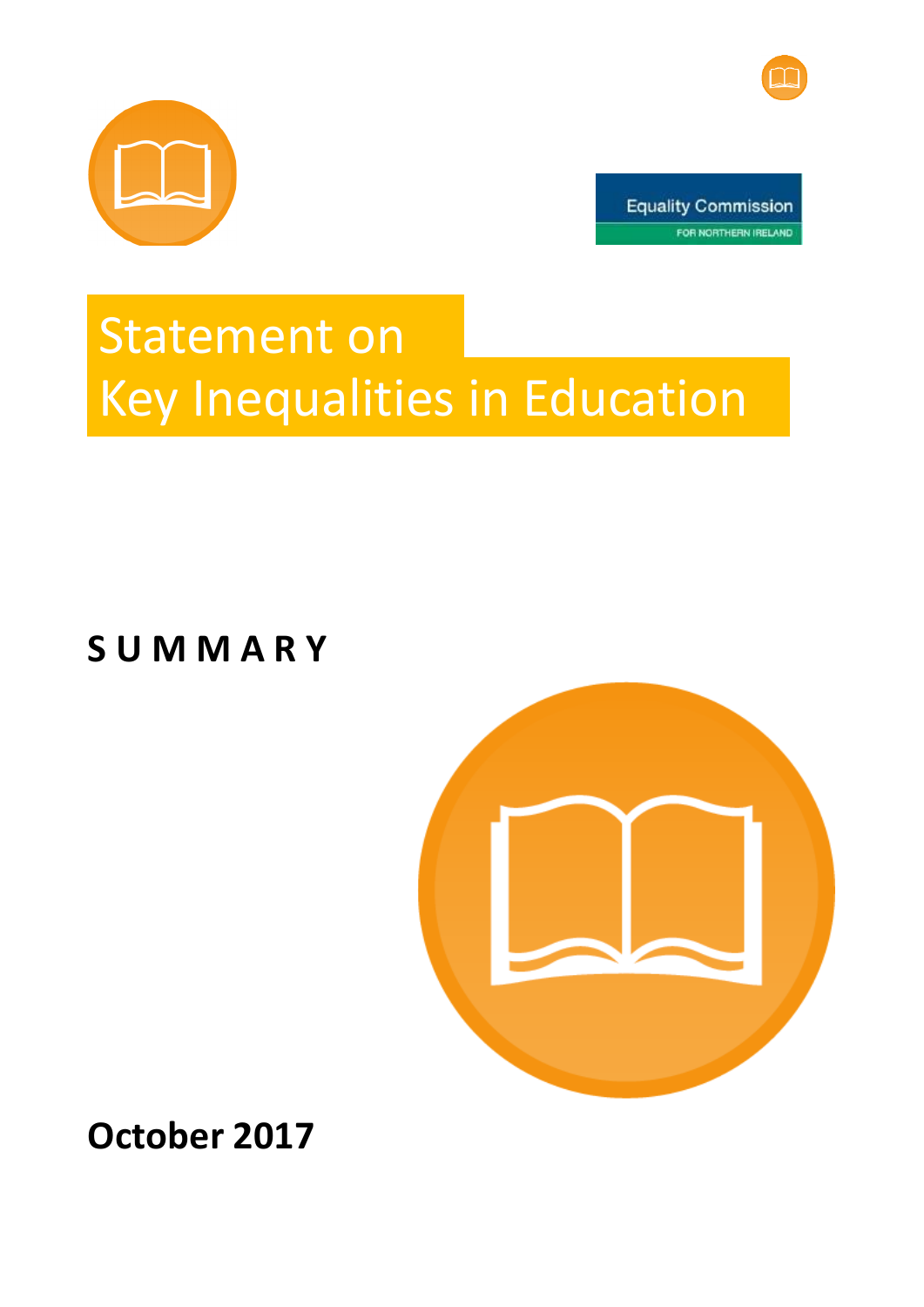Equality Commission
FOR NORTHERN IRELAND

# Statement on Key Inequalities in Education

## SUMMARY

**October 2017**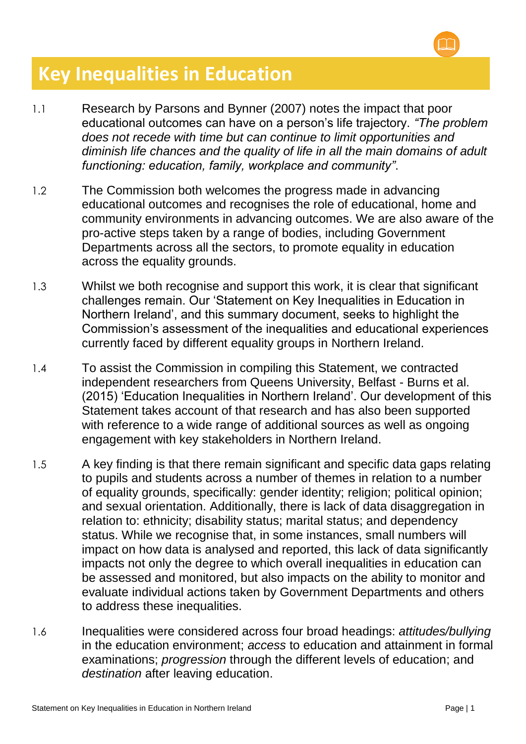# Key Inequalities in Education

1.1 Research by Parsons and Bynner (2007) notes the impact that poor educational outcomes can have on a person's life trajectory. *"The problem does not recede with time but can continue to limit opportunities and diminish life chances and the quality of life in all the main domains of adult functioning: education, family, workplace and community"*.

1.2 The Commission both welcomes the progress made in advancing educational outcomes and recognises the role of educational, home and community environments in advancing outcomes. We are also aware of the pro-active steps taken by a range of bodies, including Government Departments across all the sectors, to promote equality in education across the equality grounds.

1.3 Whilst we both recognise and support this work, it is clear that significant challenges remain. Our 'Statement on Key Inequalities in Education in Northern Ireland', and this summary document, seeks to highlight the Commission's assessment of the inequalities and educational experiences currently faced by different equality groups in Northern Ireland.

1.4 To assist the Commission in compiling this Statement, we contracted independent researchers from Queens University, Belfast - Burns et al. (2015) 'Education Inequalities in Northern Ireland'. Our development of this Statement takes account of that research and has also been supported with reference to a wide range of additional sources as well as ongoing engagement with key stakeholders in Northern Ireland.

1.5 A key finding is that there remain significant and specific data gaps relating to pupils and students across a number of themes in relation to a number of equality grounds, specifically: gender identity; religion; political opinion; and sexual orientation. Additionally, there is lack of data disaggregation in relation to: ethnicity; disability status; marital status; and dependency status. While we recognise that, in some instances, small numbers will impact on how data is analysed and reported, this lack of data significantly impacts not only the degree to which overall inequalities in education can be assessed and monitored, but also impacts on the ability to monitor and evaluate individual actions taken by Government Departments and others to address these inequalities.

1.6 Inequalities were considered across four broad headings: *attitudes/bullying* in the education environment; *access* to education and attainment in formal examinations; *progression* through the different levels of education; and *destination* after leaving education.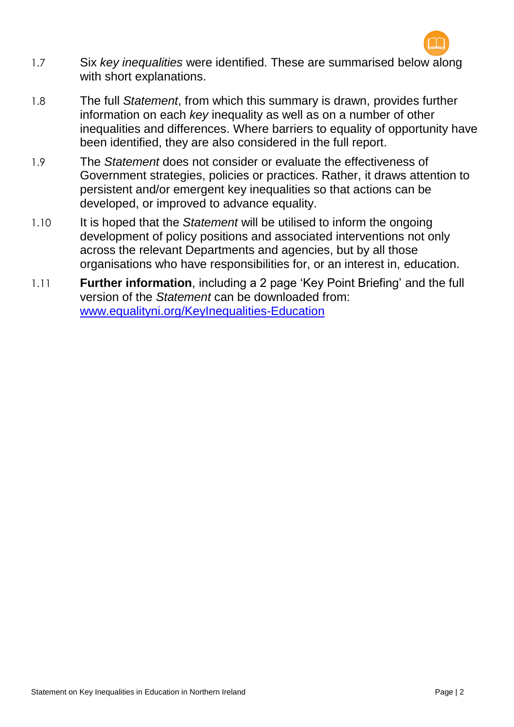1.7 Six *key inequalities* were identified. These are summarised below along with short explanations.

1.8 The full *Statement*, from which this summary is drawn, provides further information on each *key* inequality as well as on a number of other inequalities and differences. Where barriers to equality of opportunity have been identified, they are also considered in the full report.

1.9 The *Statement* does not consider or evaluate the effectiveness of Government strategies, policies or practices. Rather, it draws attention to persistent and/or emergent key inequalities so that actions can be developed, or improved to advance equality.

1.10 It is hoped that the *Statement* will be utilised to inform the ongoing development of policy positions and associated interventions not only across the relevant Departments and agencies, but by all those organisations who have responsibilities for, or an interest in, education.

1.11 **Further information**, including a 2 page 'Key Point Briefing' and the full version of the *Statement* can be downloaded from: [www.equalityni.org/KeyInequalities-Education](http://www.equalityni.org/KeyInequalities-Education)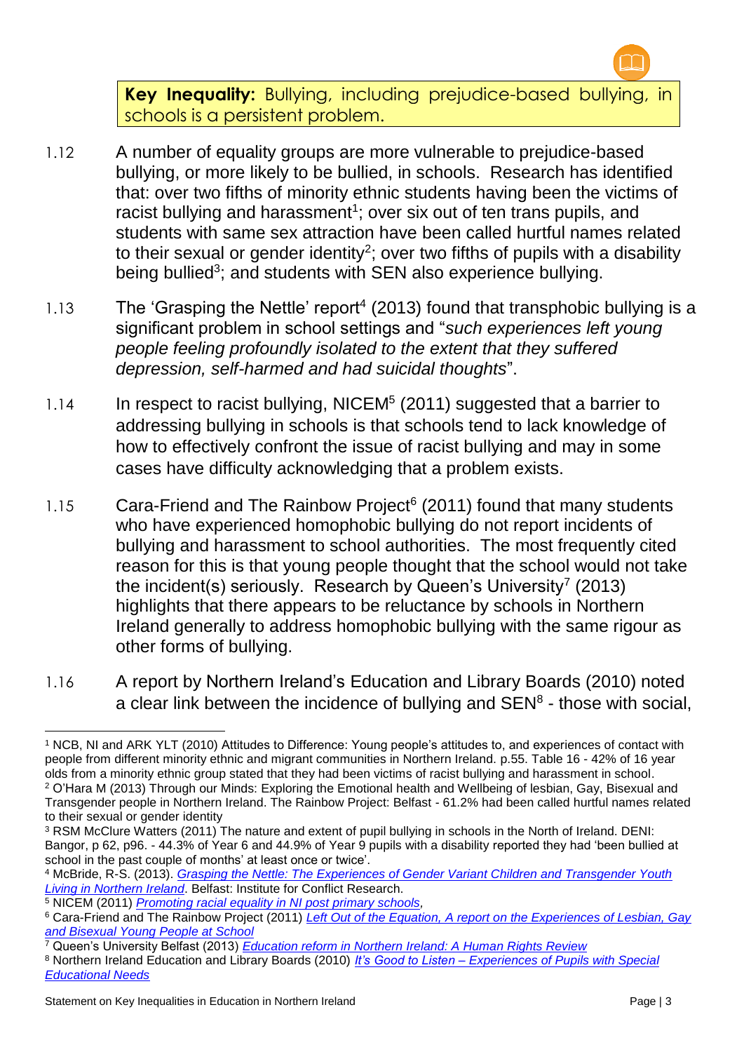**Key Inequality:** Bullying, including prejudice-based bullying, in schools is a persistent problem.

1.12 A number of equality groups are more vulnerable to prejudice-based bullying, or more likely to be bullied, in schools. Research has identified that: over two fifths of minority ethnic students having been the victims of racist bullying and harassment[1]; over six out of ten trans pupils, and students with same sex attraction have been called hurtful names related to their sexual or gender identity[2]; over two fifths of pupils with a disability being bullied[3]; and students with SEN also experience bullying.

1.13 The 'Grasping the Nettle' report[4] (2013) found that transphobic bullying is a significant problem in school settings and "*such experiences left young people feeling profoundly isolated to the extent that they suffered depression, self-harmed and had suicidal thoughts*".

1.14 In respect to racist bullying, NICEM[5] (2011) suggested that a barrier to addressing bullying in schools is that schools tend to lack knowledge of how to effectively confront the issue of racist bullying and may in some cases have difficulty acknowledging that a problem exists.

1.15 Cara-Friend and The Rainbow Project[6] (2011) found that many students who have experienced homophobic bullying do not report incidents of bullying and harassment to school authorities. The most frequently cited reason for this is that young people thought that the school would not take the incident(s) seriously. Research by Queen's University[7] (2013) highlights that there appears to be reluctance by schools in Northern Ireland generally to address homophobic bullying with the same rigour as other forms of bullying.

1.16 A report by Northern Ireland's Education and Library Boards (2010) noted a clear link between the incidence of bullying and SEN[8] - those with social,

---

[1] NCB, NI and ARK YLT (2010) Attitudes to Difference: Young people's attitudes to, and experiences of contact with people from different minority ethnic and migrant communities in Northern Ireland. p.55. Table 16 - 42% of 16 year olds from a minority ethnic group stated that they had been victims of racist bullying and harassment in school.

[2] O'Hara M (2013) Through our Minds: Exploring the Emotional health and Wellbeing of lesbian, Gay, Bisexual and Transgender people in Northern Ireland. The Rainbow Project: Belfast - 61.2% had been called hurtful names related to their sexual or gender identity

[3] RSM McClure Watters (2011) The nature and extent of pupil bullying in schools in the North of Ireland. DENI: Bangor, p 62, p96. - 44.3% of Year 6 and 44.9% of Year 9 pupils with a disability reported they had 'been bullied at school in the past couple of months' at least once or twice'.

[4] McBride, R-S. (2013). *Grasping the Nettle: The Experiences of Gender Variant Children and Transgender Youth Living in Northern Ireland*. Belfast: Institute for Conflict Research.

[5] NICEM (2011) *Promoting racial equality in NI post primary schools,*

[6] Cara-Friend and The Rainbow Project (2011) *Left Out of the Equation, A report on the Experiences of Lesbian, Gay and Bisexual Young People at School*

[7] Queen's University Belfast (2013) *Education reform in Northern Ireland: A Human Rights Review*

[8] Northern Ireland Education and Library Boards (2010) *It's Good to Listen – Experiences of Pupils with Special Educational Needs*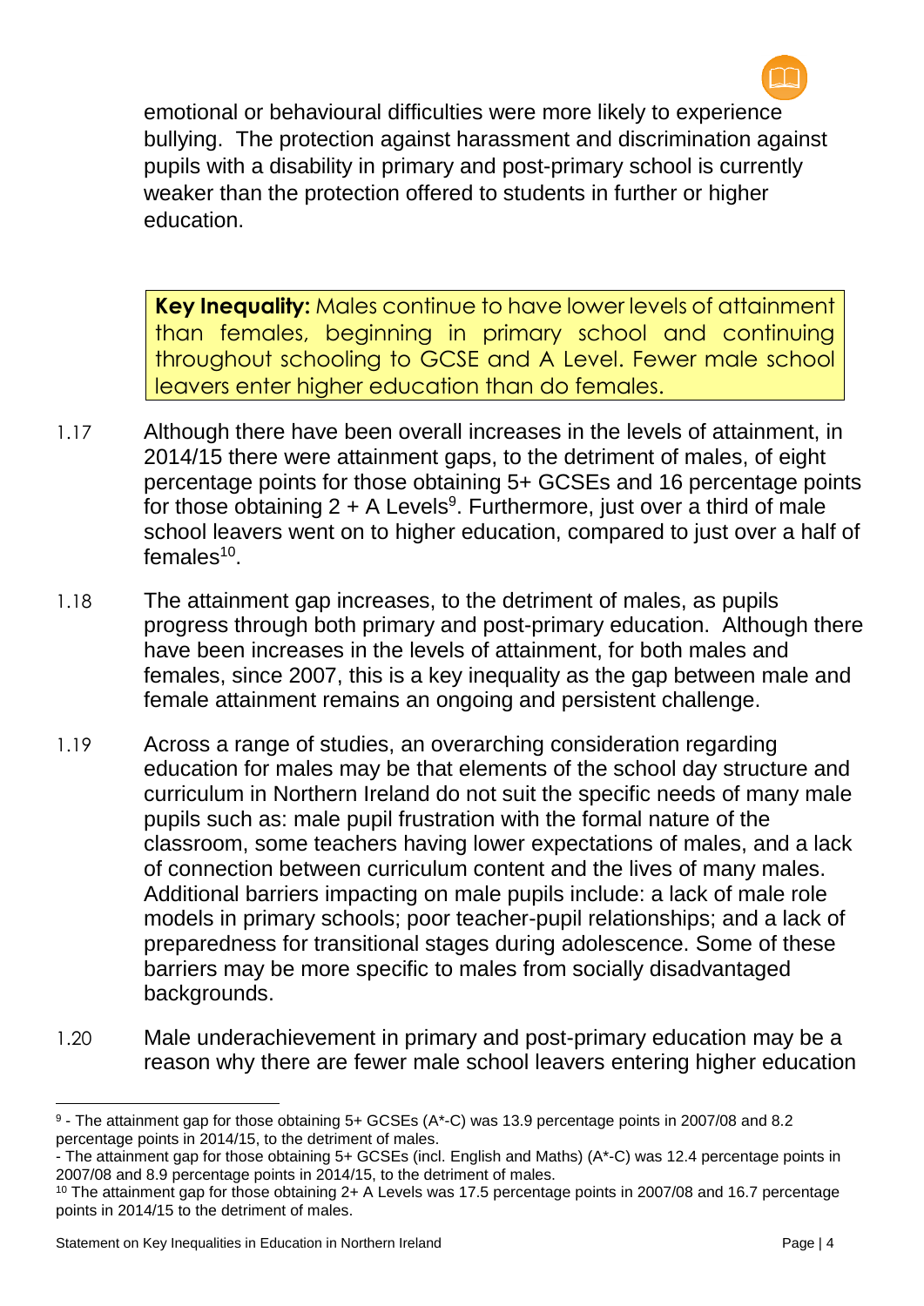emotional or behavioural difficulties were more likely to experience bullying. The protection against harassment and discrimination against pupils with a disability in primary and post-primary school is currently weaker than the protection offered to students in further or higher education.

> **Key Inequality:** Males continue to have lower levels of attainment than females, beginning in primary school and continuing throughout schooling to GCSE and A Level. Fewer male school leavers enter higher education than do females.

1.17 Although there have been overall increases in the levels of attainment, in 2014/15 there were attainment gaps, to the detriment of males, of eight percentage points for those obtaining 5+ GCSEs and 16 percentage points for those obtaining 2 + A Levels[9]. Furthermore, just over a third of male school leavers went on to higher education, compared to just over a half of females[10].

1.18 The attainment gap increases, to the detriment of males, as pupils progress through both primary and post-primary education. Although there have been increases in the levels of attainment, for both males and females, since 2007, this is a key inequality as the gap between male and female attainment remains an ongoing and persistent challenge.

1.19 Across a range of studies, an overarching consideration regarding education for males may be that elements of the school day structure and curriculum in Northern Ireland do not suit the specific needs of many male pupils such as: male pupil frustration with the formal nature of the classroom, some teachers having lower expectations of males, and a lack of connection between curriculum content and the lives of many males. Additional barriers impacting on male pupils include: a lack of male role models in primary schools; poor teacher-pupil relationships; and a lack of preparedness for transitional stages during adolescence. Some of these barriers may be more specific to males from socially disadvantaged backgrounds.

1.20 Male underachievement in primary and post-primary education may be a reason why there are fewer male school leavers entering higher education

---

[9] - The attainment gap for those obtaining 5+ GCSEs (A*-C) was 13.9 percentage points in 2007/08 and 8.2 percentage points in 2014/15, to the detriment of males.
- The attainment gap for those obtaining 5+ GCSEs (incl. English and Maths) (A*-C) was 12.4 percentage points in 2007/08 and 8.9 percentage points in 2014/15, to the detriment of males.

[10] The attainment gap for those obtaining 2+ A Levels was 17.5 percentage points in 2007/08 and 16.7 percentage points in 2014/15 to the detriment of males.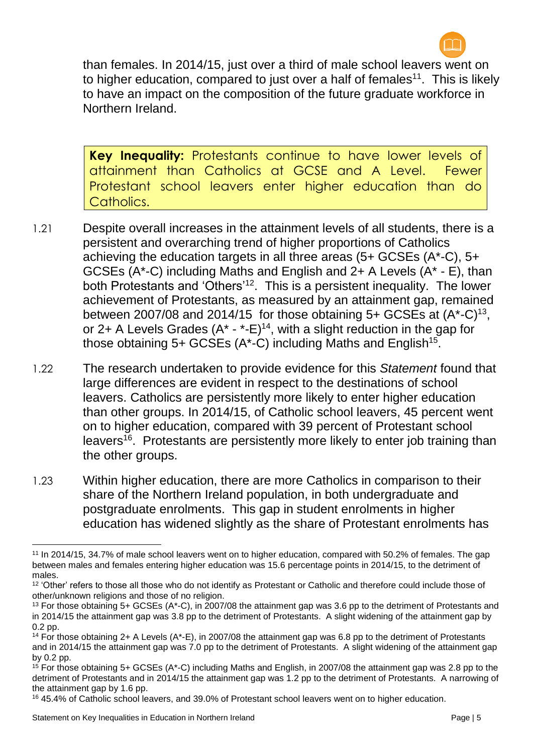than females. In 2014/15, just over a third of male school leavers went on to higher education, compared to just over a half of females[11]. This is likely to have an impact on the composition of the future graduate workforce in Northern Ireland.

> **Key Inequality:** Protestants continue to have lower levels of attainment than Catholics at GCSE and A Level. Fewer Protestant school leavers enter higher education than do Catholics.

1.21 Despite overall increases in the attainment levels of all students, there is a persistent and overarching trend of higher proportions of Catholics achieving the education targets in all three areas (5+ GCSEs (A*-C), 5+ GCSEs (A*-C) including Maths and English and 2+ A Levels (A* - E), than both Protestants and 'Others'[12]. This is a persistent inequality. The lower achievement of Protestants, as measured by an attainment gap, remained between 2007/08 and 2014/15 for those obtaining 5+ GCSEs at (A*-C)[13], or 2+ A Levels Grades (A* - *-E)[14], with a slight reduction in the gap for those obtaining 5+ GCSEs (A*-C) including Maths and English[15].

1.22 The research undertaken to provide evidence for this *Statement* found that large differences are evident in respect to the destinations of school leavers. Catholics are persistently more likely to enter higher education than other groups. In 2014/15, of Catholic school leavers, 45 percent went on to higher education, compared with 39 percent of Protestant school leavers[16]. Protestants are persistently more likely to enter job training than the other groups.

1.23 Within higher education, there are more Catholics in comparison to their share of the Northern Ireland population, in both undergraduate and postgraduate enrolments. This gap in student enrolments in higher education has widened slightly as the share of Protestant enrolments has

---

[11] In 2014/15, 34.7% of male school leavers went on to higher education, compared with 50.2% of females. The gap between males and females entering higher education was 15.6 percentage points in 2014/15, to the detriment of males.

[12] 'Other' refers to those all those who do not identify as Protestant or Catholic and therefore could include those of other/unknown religions and those of no religion.

[13] For those obtaining 5+ GCSEs (A*-C), in 2007/08 the attainment gap was 3.6 pp to the detriment of Protestants and in 2014/15 the attainment gap was 3.8 pp to the detriment of Protestants. A slight widening of the attainment gap by 0.2 pp.

[14] For those obtaining 2+ A Levels (A*-E), in 2007/08 the attainment gap was 6.8 pp to the detriment of Protestants and in 2014/15 the attainment gap was 7.0 pp to the detriment of Protestants. A slight widening of the attainment gap by 0.2 pp.

[15] For those obtaining 5+ GCSEs (A*-C) including Maths and English, in 2007/08 the attainment gap was 2.8 pp to the detriment of Protestants and in 2014/15 the attainment gap was 1.2 pp to the detriment of Protestants. A narrowing of the attainment gap by 1.6 pp.

[16] 45.4% of Catholic school leavers, and 39.0% of Protestant school leavers went on to higher education.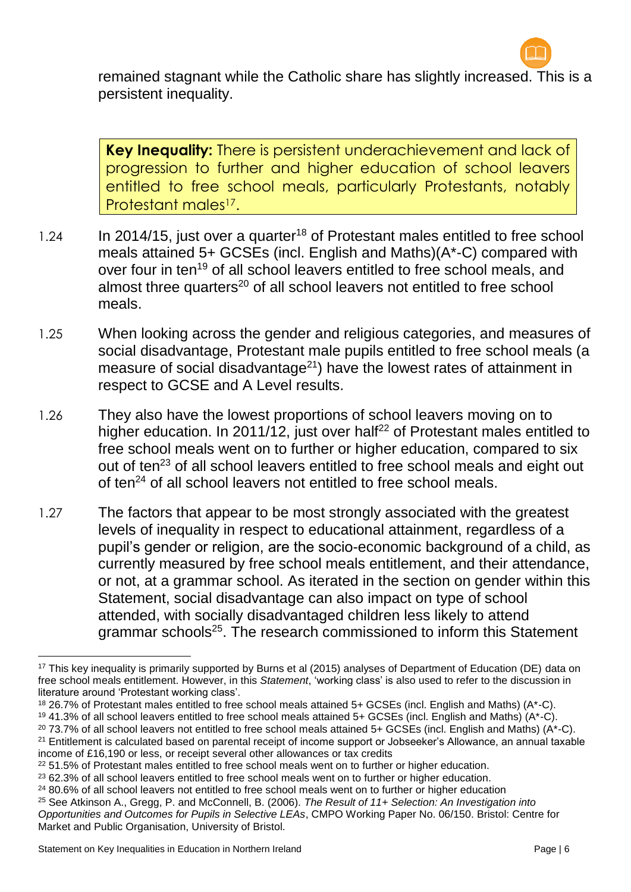remained stagnant while the Catholic share has slightly increased. This is a persistent inequality.

> **Key Inequality:** There is persistent underachievement and lack of progression to further and higher education of school leavers entitled to free school meals, particularly Protestants, notably Protestant males[17].

1.24 In 2014/15, just over a quarter[18] of Protestant males entitled to free school meals attained 5+ GCSEs (incl. English and Maths)(A*-C) compared with over four in ten[19] of all school leavers entitled to free school meals, and almost three quarters[20] of all school leavers not entitled to free school meals.

1.25 When looking across the gender and religious categories, and measures of social disadvantage, Protestant male pupils entitled to free school meals (a measure of social disadvantage[21]) have the lowest rates of attainment in respect to GCSE and A Level results.

1.26 They also have the lowest proportions of school leavers moving on to higher education. In 2011/12, just over half[22] of Protestant males entitled to free school meals went on to further or higher education, compared to six out of ten[23] of all school leavers entitled to free school meals and eight out of ten[24] of all school leavers not entitled to free school meals.

1.27 The factors that appear to be most strongly associated with the greatest levels of inequality in respect to educational attainment, regardless of a pupil's gender or religion, are the socio-economic background of a child, as currently measured by free school meals entitlement, and their attendance, or not, at a grammar school. As iterated in the section on gender within this Statement, social disadvantage can also impact on type of school attended, with socially disadvantaged children less likely to attend grammar schools[25]. The research commissioned to inform this Statement

---

[17] This key inequality is primarily supported by Burns et al (2015) analyses of Department of Education (DE) data on free school meals entitlement. However, in this *Statement*, 'working class' is also used to refer to the discussion in literature around 'Protestant working class'.

[18] 26.7% of Protestant males entitled to free school meals attained 5+ GCSEs (incl. English and Maths) (A*-C).

[19] 41.3% of all school leavers entitled to free school meals attained 5+ GCSEs (incl. English and Maths) (A*-C).

[20] 73.7% of all school leavers not entitled to free school meals attained 5+ GCSEs (incl. English and Maths) (A*-C).

[21] Entitlement is calculated based on parental receipt of income support or Jobseeker's Allowance, an annual taxable income of £16,190 or less, or receipt several other allowances or tax credits

[22] 51.5% of Protestant males entitled to free school meals went on to further or higher education.

[23] 62.3% of all school leavers entitled to free school meals went on to further or higher education.

[24] 80.6% of all school leavers not entitled to free school meals went on to further or higher education

[25] See Atkinson A., Gregg, P. and McConnell, B. (2006). *The Result of 11+ Selection: An Investigation into Opportunities and Outcomes for Pupils in Selective LEAs*, CMPO Working Paper No. 06/150. Bristol: Centre for Market and Public Organisation, University of Bristol.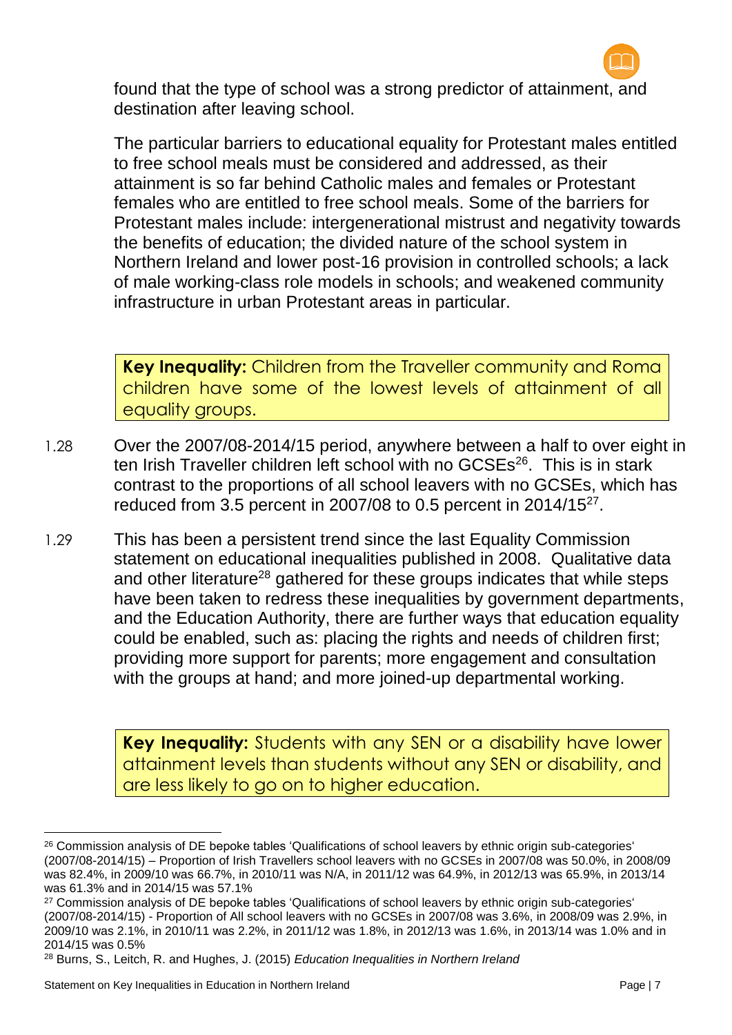found that the type of school was a strong predictor of attainment, and destination after leaving school.

The particular barriers to educational equality for Protestant males entitled to free school meals must be considered and addressed, as their attainment is so far behind Catholic males and females or Protestant females who are entitled to free school meals. Some of the barriers for Protestant males include: intergenerational mistrust and negativity towards the benefits of education; the divided nature of the school system in Northern Ireland and lower post-16 provision in controlled schools; a lack of male working-class role models in schools; and weakened community infrastructure in urban Protestant areas in particular.

> **Key Inequality:** Children from the Traveller community and Roma children have some of the lowest levels of attainment of all equality groups.

1.28 Over the 2007/08-2014/15 period, anywhere between a half to over eight in ten Irish Traveller children left school with no GCSEs[26]. This is in stark contrast to the proportions of all school leavers with no GCSEs, which has reduced from 3.5 percent in 2007/08 to 0.5 percent in 2014/15[27].

1.29 This has been a persistent trend since the last Equality Commission statement on educational inequalities published in 2008. Qualitative data and other literature[28] gathered for these groups indicates that while steps have been taken to redress these inequalities by government departments, and the Education Authority, there are further ways that education equality could be enabled, such as: placing the rights and needs of children first; providing more support for parents; more engagement and consultation with the groups at hand; and more joined-up departmental working.

> **Key Inequality:** Students with any SEN or a disability have lower attainment levels than students without any SEN or disability, and are less likely to go on to higher education.

---

[26] Commission analysis of DE bepoke tables 'Qualifications of school leavers by ethnic origin sub-categories' (2007/08-2014/15) – Proportion of Irish Travellers school leavers with no GCSEs in 2007/08 was 50.0%, in 2008/09 was 82.4%, in 2009/10 was 66.7%, in 2010/11 was N/A, in 2011/12 was 64.9%, in 2012/13 was 65.9%, in 2013/14 was 61.3% and in 2014/15 was 57.1%

[27] Commission analysis of DE bepoke tables 'Qualifications of school leavers by ethnic origin sub-categories' (2007/08-2014/15) - Proportion of All school leavers with no GCSEs in 2007/08 was 3.6%, in 2008/09 was 2.9%, in 2009/10 was 2.1%, in 2010/11 was 2.2%, in 2011/12 was 1.8%, in 2012/13 was 1.6%, in 2013/14 was 1.0% and in 2014/15 was 0.5%

[28] Burns, S., Leitch, R. and Hughes, J. (2015) *Education Inequalities in Northern Ireland*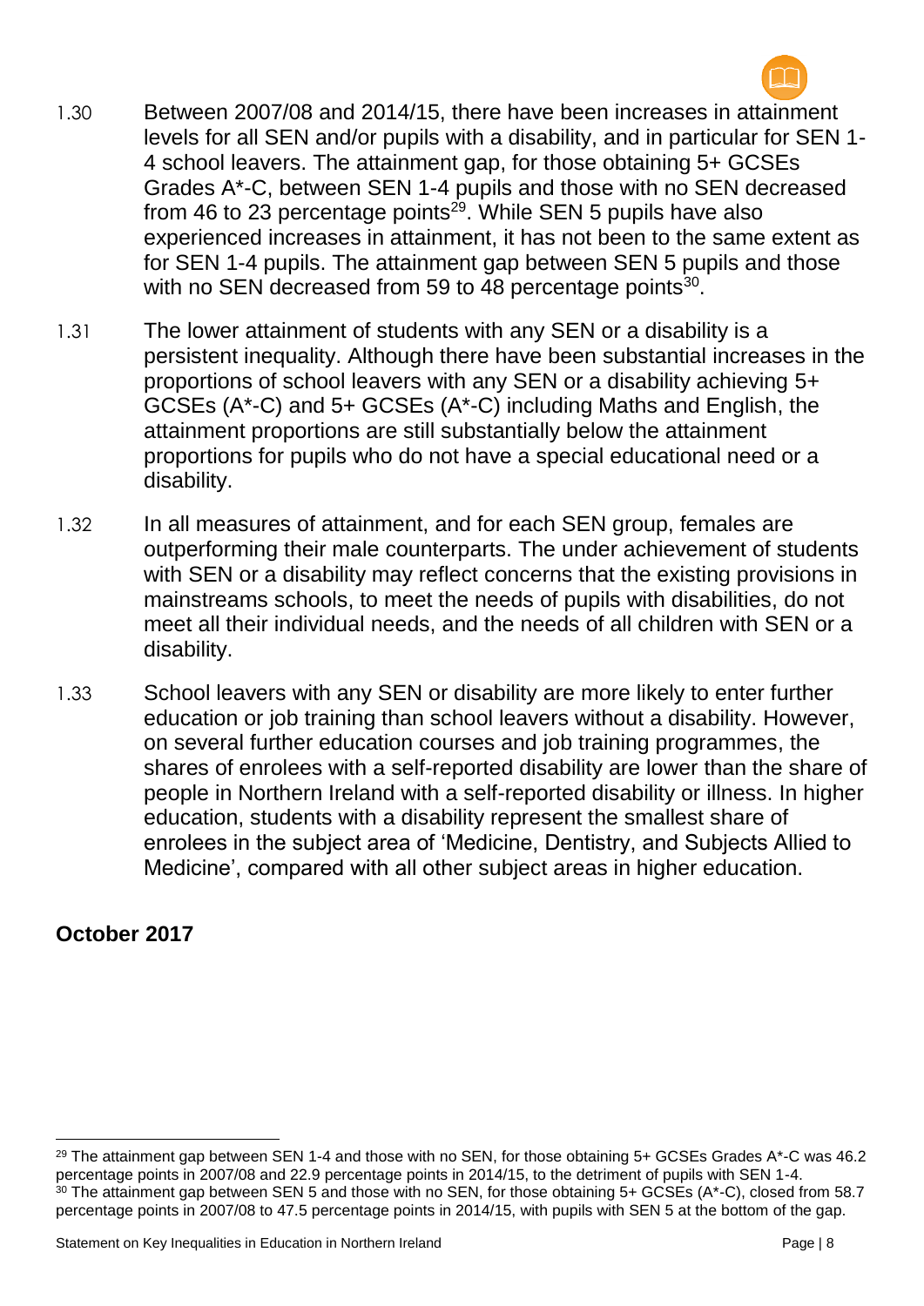1.30 Between 2007/08 and 2014/15, there have been increases in attainment levels for all SEN and/or pupils with a disability, and in particular for SEN 1-4 school leavers. The attainment gap, for those obtaining 5+ GCSEs Grades A*-C, between SEN 1-4 pupils and those with no SEN decreased from 46 to 23 percentage points[29]. While SEN 5 pupils have also experienced increases in attainment, it has not been to the same extent as for SEN 1-4 pupils. The attainment gap between SEN 5 pupils and those with no SEN decreased from 59 to 48 percentage points[30].

1.31 The lower attainment of students with any SEN or a disability is a persistent inequality. Although there have been substantial increases in the proportions of school leavers with any SEN or a disability achieving 5+ GCSEs (A*-C) and 5+ GCSEs (A*-C) including Maths and English, the attainment proportions are still substantially below the attainment proportions for pupils who do not have a special educational need or a disability.

1.32 In all measures of attainment, and for each SEN group, females are outperforming their male counterparts. The under achievement of students with SEN or a disability may reflect concerns that the existing provisions in mainstreams schools, to meet the needs of pupils with disabilities, do not meet all their individual needs, and the needs of all children with SEN or a disability.

1.33 School leavers with any SEN or disability are more likely to enter further education or job training than school leavers without a disability. However, on several further education courses and job training programmes, the shares of enrolees with a self-reported disability are lower than the share of people in Northern Ireland with a self-reported disability or illness. In higher education, students with a disability represent the smallest share of enrolees in the subject area of 'Medicine, Dentistry, and Subjects Allied to Medicine', compared with all other subject areas in higher education.

**October 2017**

[29] The attainment gap between SEN 1-4 and those with no SEN, for those obtaining 5+ GCSEs Grades A*-C was 46.2 percentage points in 2007/08 and 22.9 percentage points in 2014/15, to the detriment of pupils with SEN 1-4.

[30] The attainment gap between SEN 5 and those with no SEN, for those obtaining 5+ GCSEs (A*-C), closed from 58.7 percentage points in 2007/08 to 47.5 percentage points in 2014/15, with pupils with SEN 5 at the bottom of the gap.